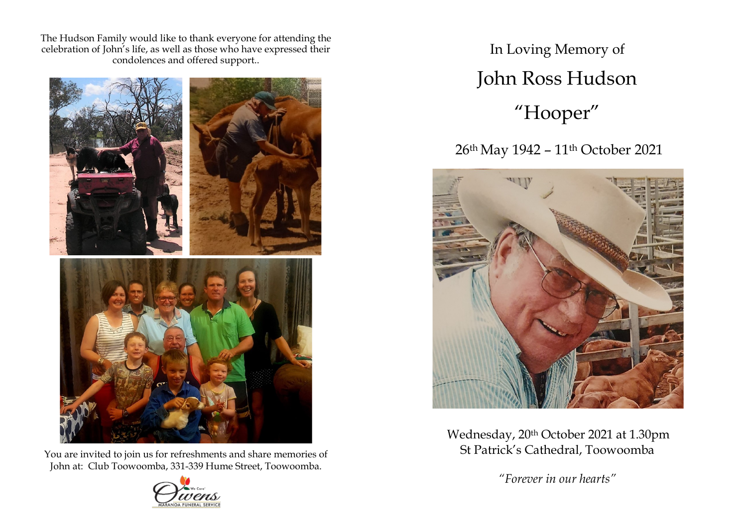The Hudson Family would like to thank everyone for attending the celebration of John's life, as well as those who have expressed their condolences and offered support..

You are invited to join us for refreshments and share memories of John at: Club Toowoomba, 331-339 Hume Street, Toowoomba.

'We Care' Owens MARANOA FUNERAL SERVICE

In Loving Memory of

# John Ross Hudson

## "Hooper"

26th May 1942 – 11th October 2021

Wednesday, 20th October 2021 at 1.30pm
St Patrick's Cathedral, Toowoomba

*"Forever in our hearts"*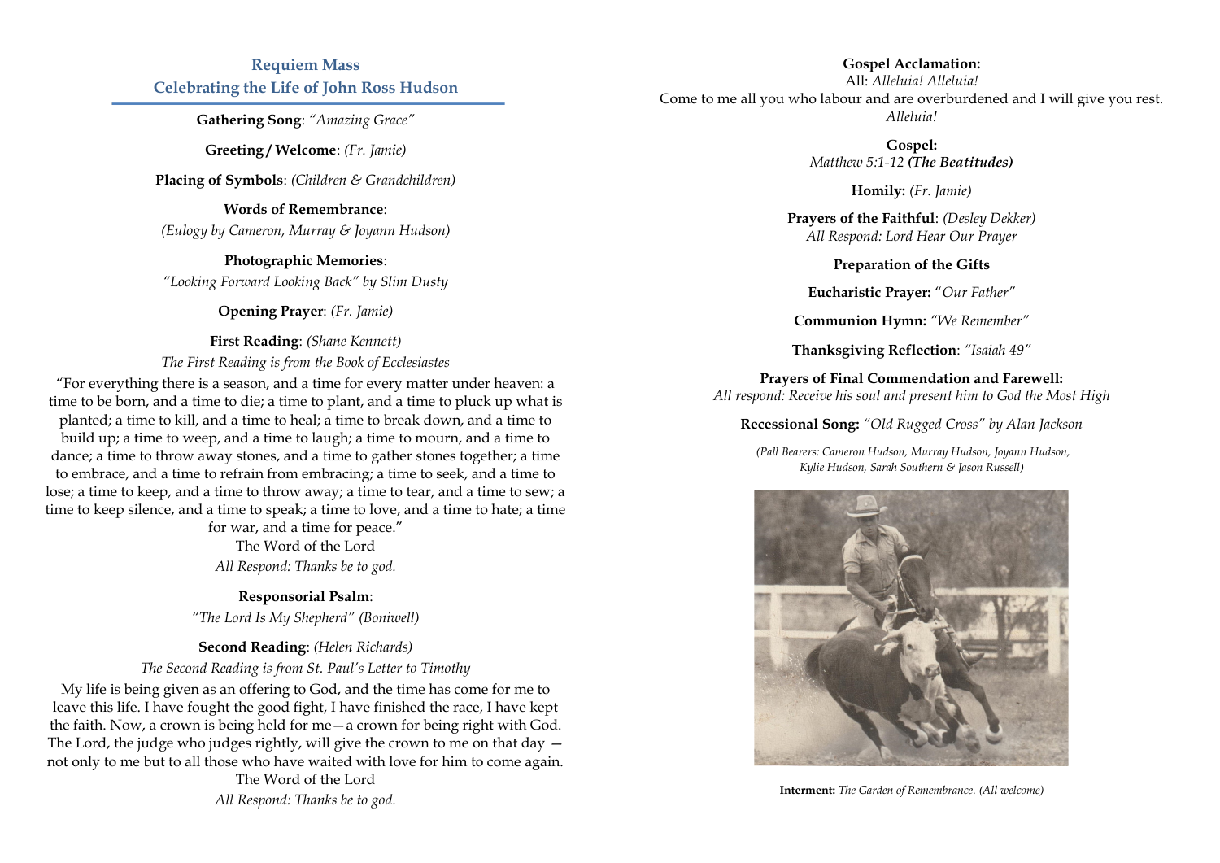## Requiem Mass
## Celebrating the Life of John Ross Hudson

**Gathering Song**: *"Amazing Grace"*

**Greeting / Welcome**: *(Fr. Jamie)*

**Placing of Symbols**: *(Children & Grandchildren)*

**Words of Remembrance**:
*(Eulogy by Cameron, Murray & Joyann Hudson)*

**Photographic Memories**:
*"Looking Forward Looking Back" by Slim Dusty*

**Opening Prayer**: *(Fr. Jamie)*

**First Reading**: *(Shane Kennett)*
*The First Reading is from the Book of Ecclesiastes*

"For everything there is a season, and a time for every matter under heaven: a time to be born, and a time to die; a time to plant, and a time to pluck up what is planted; a time to kill, and a time to heal; a time to break down, and a time to build up; a time to weep, and a time to laugh; a time to mourn, and a time to dance; a time to throw away stones, and a time to gather stones together; a time to embrace, and a time to refrain from embracing; a time to seek, and a time to lose; a time to keep, and a time to throw away; a time to tear, and a time to sew; a time to keep silence, and a time to speak; a time to love, and a time to hate; a time for war, and a time for peace."
The Word of the Lord
*All Respond: Thanks be to god.*

**Responsorial Psalm**:
*"The Lord Is My Shepherd" (Boniwell)*

**Second Reading**: *(Helen Richards)*
*The Second Reading is from St. Paul's Letter to Timothy*

My life is being given as an offering to God, and the time has come for me to leave this life. I have fought the good fight, I have finished the race, I have kept the faith. Now, a crown is being held for me—a crown for being right with God. The Lord, the judge who judges rightly, will give the crown to me on that day — not only to me but to all those who have waited with love for him to come again.
The Word of the Lord
*All Respond: Thanks be to god.*

**Gospel Acclamation:**
All: *Alleluia! Alleluia!*
Come to me all you who labour and are overburdened and I will give you rest.
*Alleluia!*

**Gospel:**
*Matthew 5:1-12 **(The Beatitudes)***

**Homily:** *(Fr. Jamie)*

**Prayers of the Faithful**: *(Desley Dekker)*
*All Respond: Lord Hear Our Prayer*

**Preparation of the Gifts**

**Eucharistic Prayer:** "*Our Father"*

**Communion Hymn:** *"We Remember"*

**Thanksgiving Reflection**: *"Isaiah 49"*

**Prayers of Final Commendation and Farewell:**
*All respond: Receive his soul and present him to God the Most High*

**Recessional Song:** *"Old Rugged Cross" by Alan Jackson*

*(Pall Bearers: Cameron Hudson, Murray Hudson, Joyann Hudson, Kylie Hudson, Sarah Southern & Jason Russell)*

**Interment:** *The Garden of Remembrance. (All welcome)*